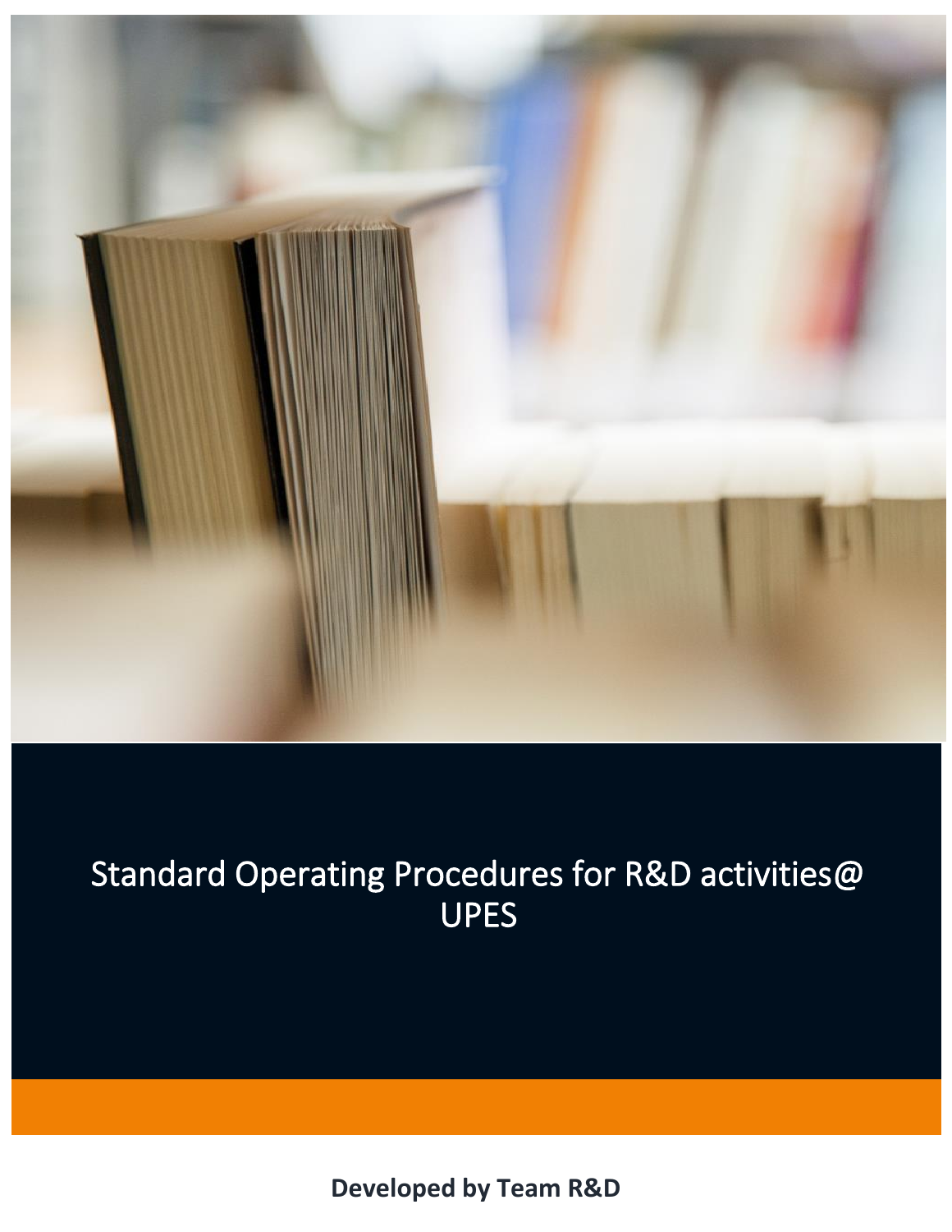# Standard Operating Procedures for R&D activities@ UPES

**Developed by Team R&D**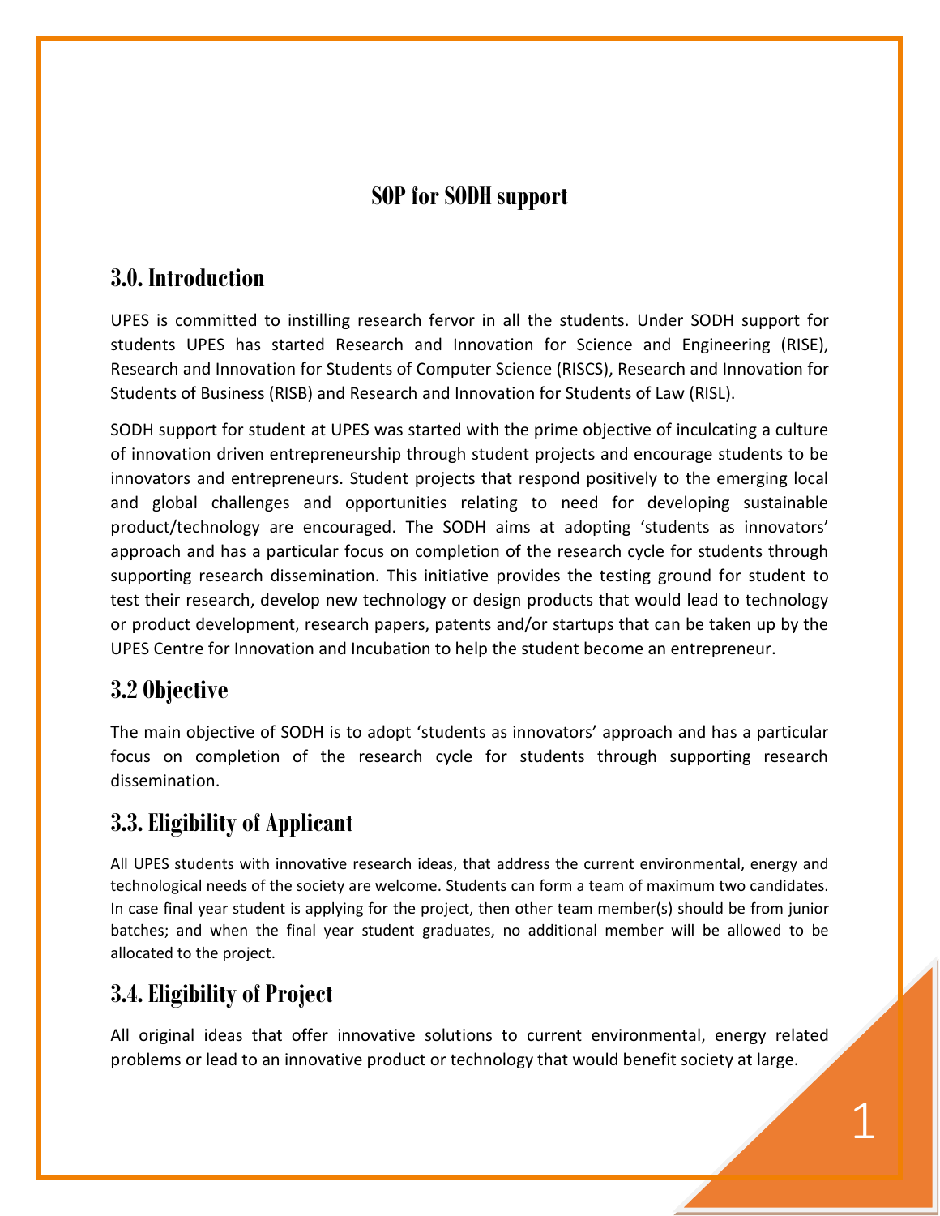# SOP for SODH support

## 3.0. Introduction

UPES is committed to instilling research fervor in all the students. Under SODH support for students UPES has started Research and Innovation for Science and Engineering (RISE), Research and Innovation for Students of Computer Science (RISCS), Research and Innovation for Students of Business (RISB) and Research and Innovation for Students of Law (RISL).

SODH support for student at UPES was started with the prime objective of inculcating a culture of innovation driven entrepreneurship through student projects and encourage students to be innovators and entrepreneurs. Student projects that respond positively to the emerging local and global challenges and opportunities relating to need for developing sustainable product/technology are encouraged. The SODH aims at adopting 'students as innovators' approach and has a particular focus on completion of the research cycle for students through supporting research dissemination. This initiative provides the testing ground for student to test their research, develop new technology or design products that would lead to technology or product development, research papers, patents and/or startups that can be taken up by the UPES Centre for Innovation and Incubation to help the student become an entrepreneur.

## 3.2 Objective

The main objective of SODH is to adopt 'students as innovators' approach and has a particular focus on completion of the research cycle for students through supporting research dissemination.

## 3.3. Eligibility of Applicant

All UPES students with innovative research ideas, that address the current environmental, energy and technological needs of the society are welcome. Students can form a team of maximum two candidates. In case final year student is applying for the project, then other team member(s) should be from junior batches; and when the final year student graduates, no additional member will be allowed to be allocated to the project.

## 3.4. Eligibility of Project

All original ideas that offer innovative solutions to current environmental, energy related problems or lead to an innovative product or technology that would benefit society at large.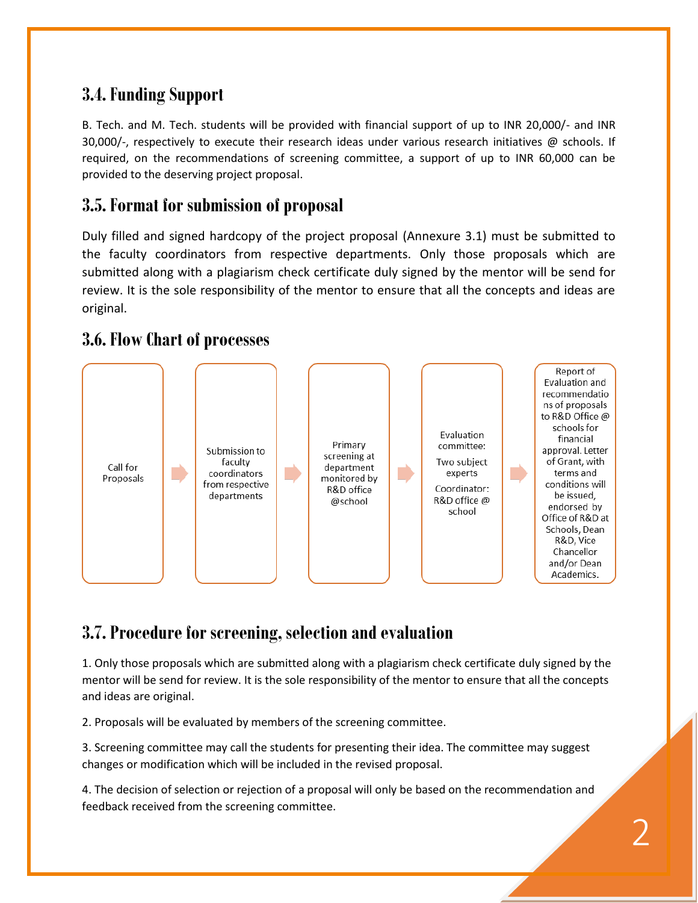## 3.4. Funding Support

B. Tech. and M. Tech. students will be provided with financial support of up to INR 20,000/- and INR 30,000/-, respectively to execute their research ideas under various research initiatives @ schools. If required, on the recommendations of screening committee, a support of up to INR 60,000 can be provided to the deserving project proposal.

## 3.5. Format for submission of proposal

Duly filled and signed hardcopy of the project proposal (Annexure 3.1) must be submitted to the faculty coordinators from respective departments. Only those proposals which are submitted along with a plagiarism check certificate duly signed by the mentor will be send for review. It is the sole responsibility of the mentor to ensure that all the concepts and ideas are original.

## 3.6. Flow Chart of processes

Call for Proposals → Submission to faculty coordinators from respective departments → Primary screening at department monitored by R&D office @school → Evaluation committee: Two subject experts; Coordinator: R&D office @ school → Report of Evaluation and recommendations of proposals to R&D Office @ schools for financial approval. Letter of Grant, with terms and conditions will be issued, endorsed by Office of R&D at Schools, Dean R&D, Vice Chancellor and/or Dean Academics.

## 3.7. Procedure for screening, selection and evaluation

1. Only those proposals which are submitted along with a plagiarism check certificate duly signed by the mentor will be send for review. It is the sole responsibility of the mentor to ensure that all the concepts and ideas are original.

2. Proposals will be evaluated by members of the screening committee.

3. Screening committee may call the students for presenting their idea. The committee may suggest changes or modification which will be included in the revised proposal.

4. The decision of selection or rejection of a proposal will only be based on the recommendation and feedback received from the screening committee.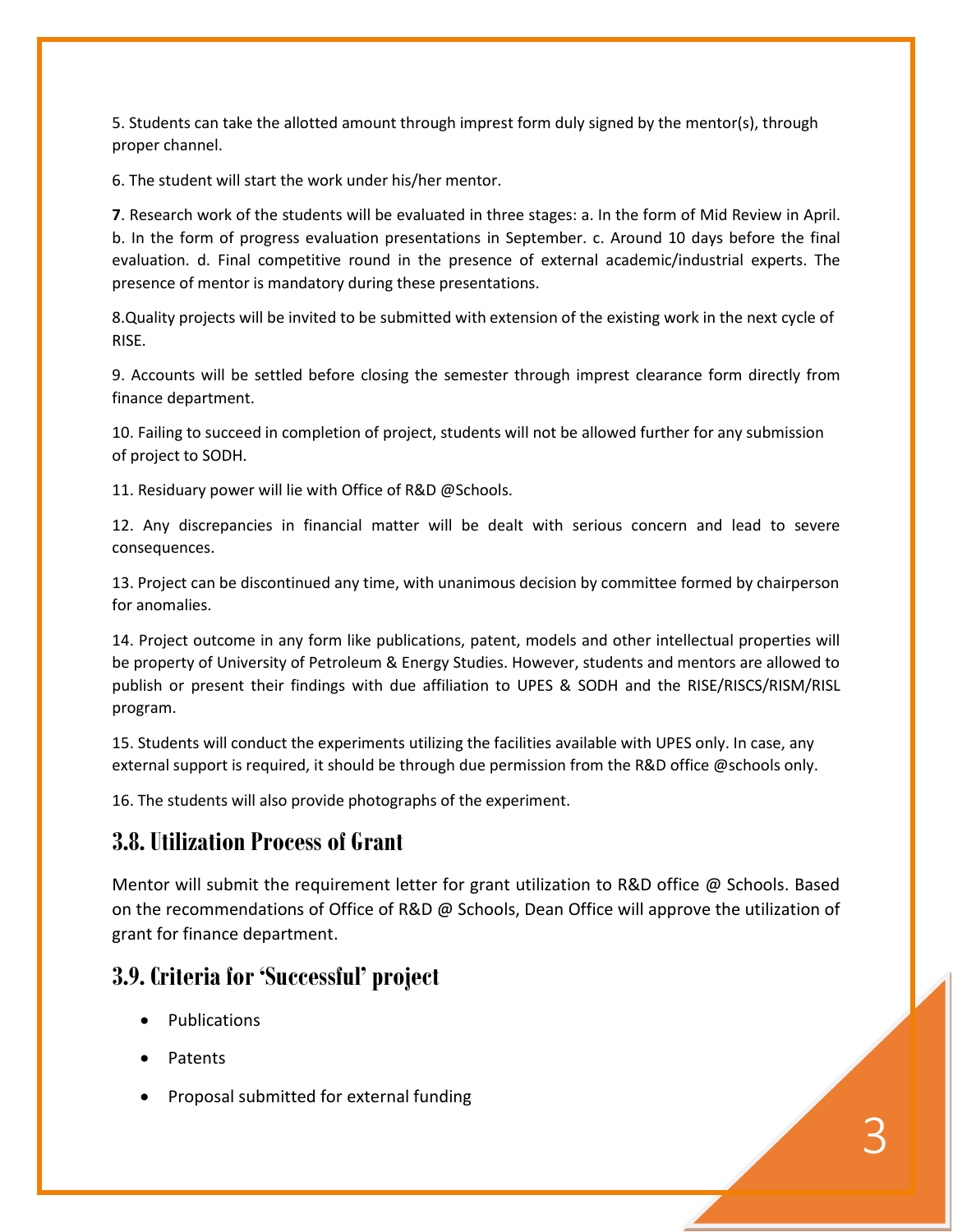5. Students can take the allotted amount through imprest form duly signed by the mentor(s), through proper channel.

6. The student will start the work under his/her mentor.

**7**. Research work of the students will be evaluated in three stages: a. In the form of Mid Review in April. b. In the form of progress evaluation presentations in September. c. Around 10 days before the final evaluation. d. Final competitive round in the presence of external academic/industrial experts. The presence of mentor is mandatory during these presentations.

8.Quality projects will be invited to be submitted with extension of the existing work in the next cycle of RISE.

9. Accounts will be settled before closing the semester through imprest clearance form directly from finance department.

10. Failing to succeed in completion of project, students will not be allowed further for any submission of project to SODH.

11. Residuary power will lie with Office of R&D @Schools.

12. Any discrepancies in financial matter will be dealt with serious concern and lead to severe consequences.

13. Project can be discontinued any time, with unanimous decision by committee formed by chairperson for anomalies.

14. Project outcome in any form like publications, patent, models and other intellectual properties will be property of University of Petroleum & Energy Studies. However, students and mentors are allowed to publish or present their findings with due affiliation to UPES & SODH and the RISE/RISCS/RISM/RISL program.

15. Students will conduct the experiments utilizing the facilities available with UPES only. In case, any external support is required, it should be through due permission from the R&D office @schools only.

16. The students will also provide photographs of the experiment.

## 3.8. Utilization Process of Grant

Mentor will submit the requirement letter for grant utilization to R&D office @ Schools. Based on the recommendations of Office of R&D @ Schools, Dean Office will approve the utilization of grant for finance department.

## 3.9. Criteria for 'Successful' project

- Publications
- Patents
- Proposal submitted for external funding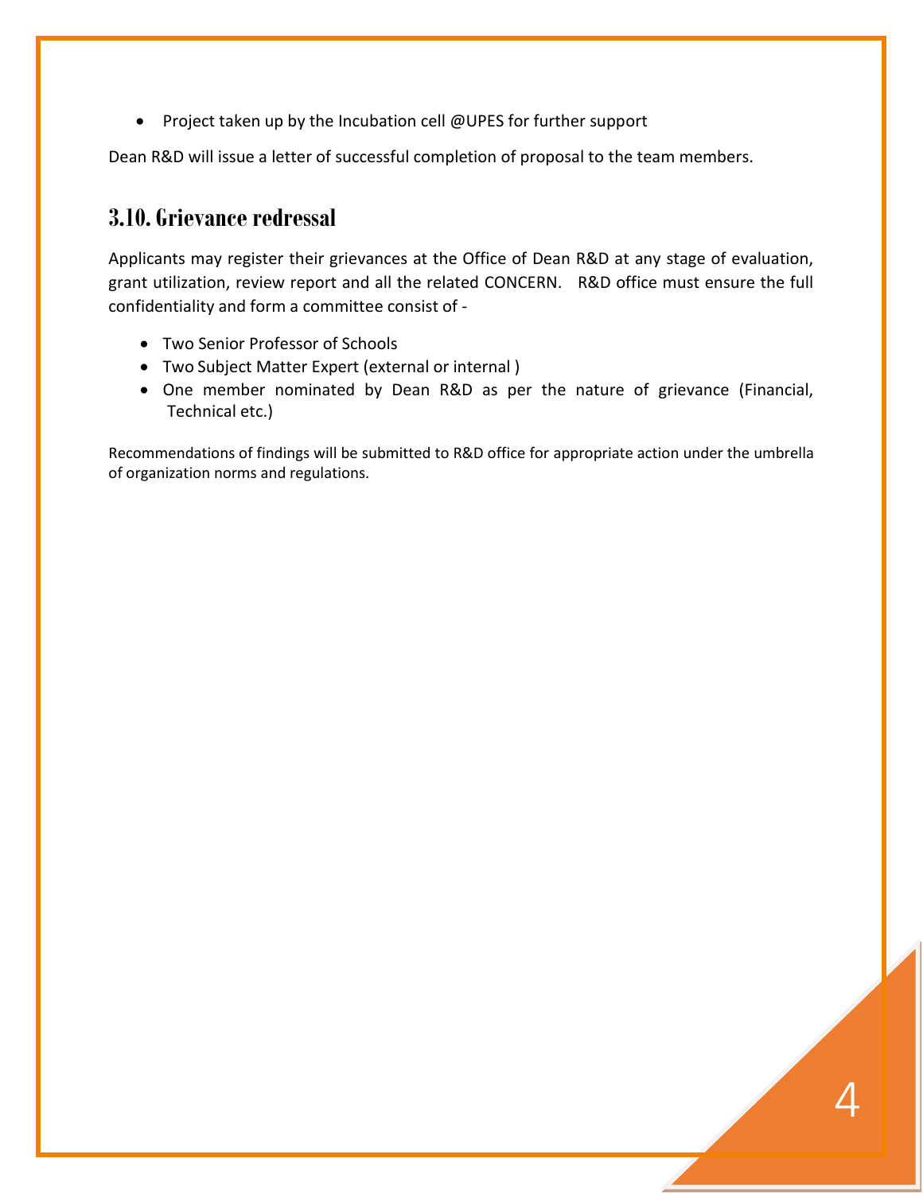- Project taken up by the Incubation cell @UPES for further support

Dean R&D will issue a letter of successful completion of proposal to the team members.

## 3.10. Grievance redressal

Applicants may register their grievances at the Office of Dean R&D at any stage of evaluation, grant utilization, review report and all the related CONCERN. R&D office must ensure the full confidentiality and form a committee consist of -

- Two Senior Professor of Schools
- Two Subject Matter Expert (external or internal )
- One member nominated by Dean R&D as per the nature of grievance (Financial, Technical etc.)

Recommendations of findings will be submitted to R&D office for appropriate action under the umbrella of organization norms and regulations.